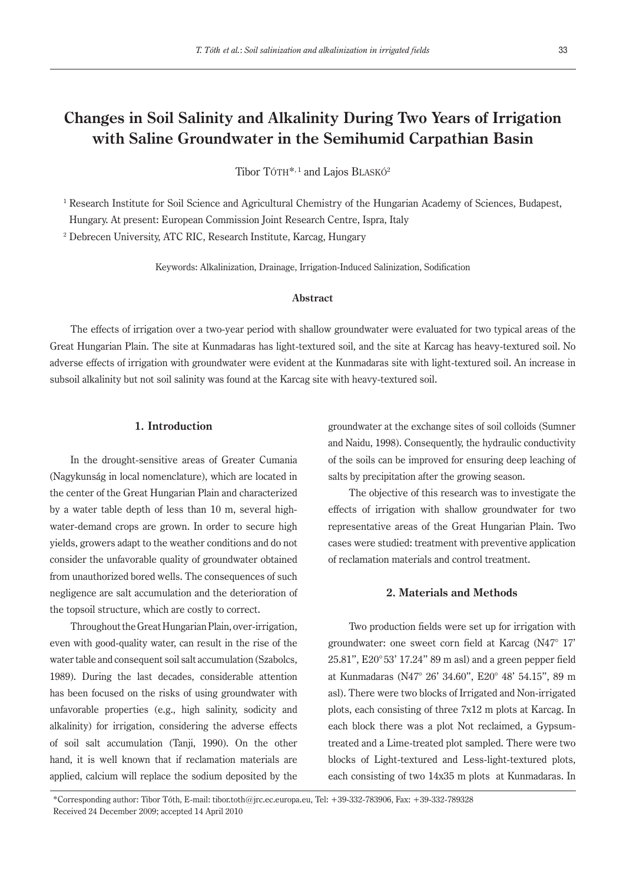# Changes in Soil Salinity and Alkalinity During Two Years of Irrigation with Saline Groundwater in the Semihumid Carpathian Basin

Tibor Tóth*,[1] and Lajos Blaskó[2]

[1] Research Institute for Soil Science and Agricultural Chemistry of the Hungarian Academy of Sciences, Budapest, Hungary. At present: European Commission Joint Research Centre, Ispra, Italy

[2] Debrecen University, ATC RIC, Research Institute, Karcag, Hungary

Keywords: Alkalinization, Drainage, Irrigation-Induced Salinization, Sodification

### Abstract

The effects of irrigation over a two-year period with shallow groundwater were evaluated for two typical areas of the Great Hungarian Plain. The site at Kunmadaras has light-textured soil, and the site at Karcag has heavy-textured soil. No adverse effects of irrigation with groundwater were evident at the Kunmadaras site with light-textured soil. An increase in subsoil alkalinity but not soil salinity was found at the Karcag site with heavy-textured soil.

## 1. Introduction

In the drought-sensitive areas of Greater Cumania (Nagykunság in local nomenclature), which are located in the center of the Great Hungarian Plain and characterized by a water table depth of less than 10 m, several high-water-demand crops are grown. In order to secure high yields, growers adapt to the weather conditions and do not consider the unfavorable quality of groundwater obtained from unauthorized bored wells. The consequences of such negligence are salt accumulation and the deterioration of the topsoil structure, which are costly to correct.

Throughout the Great Hungarian Plain, over-irrigation, even with good-quality water, can result in the rise of the water table and consequent soil salt accumulation (Szabolcs, 1989). During the last decades, considerable attention has been focused on the risks of using groundwater with unfavorable properties (e.g., high salinity, sodicity and alkalinity) for irrigation, considering the adverse effects of soil salt accumulation (Tanji, 1990). On the other hand, it is well known that if reclamation materials are applied, calcium will replace the sodium deposited by the groundwater at the exchange sites of soil colloids (Sumner and Naidu, 1998). Consequently, the hydraulic conductivity of the soils can be improved for ensuring deep leaching of salts by precipitation after the growing season.

The objective of this research was to investigate the effects of irrigation with shallow groundwater for two representative areas of the Great Hungarian Plain. Two cases were studied: treatment with preventive application of reclamation materials and control treatment.

## 2. Materials and Methods

Two production fields were set up for irrigation with groundwater: one sweet corn field at Karcag (N47° 17' 25.81'', E20° 53' 17.24'' 89 m asl) and a green pepper field at Kunmadaras (N47° 26' 34.60'', E20° 48' 54.15'', 89 m asl). There were two blocks of Irrigated and Non-irrigated plots, each consisting of three 7x12 m plots at Karcag. In each block there was a plot Not reclaimed, a Gypsum-treated and a Lime-treated plot sampled. There were two blocks of Light-textured and Less-light-textured plots, each consisting of two 14x35 m plots at Kunmadaras. In

*Corresponding author: Tibor Tóth, E-mail: tibor.toth@jrc.ec.europa.eu, Tel: +39-332-783906, Fax: +39-332-789328
Received 24 December 2009; accepted 14 April 2010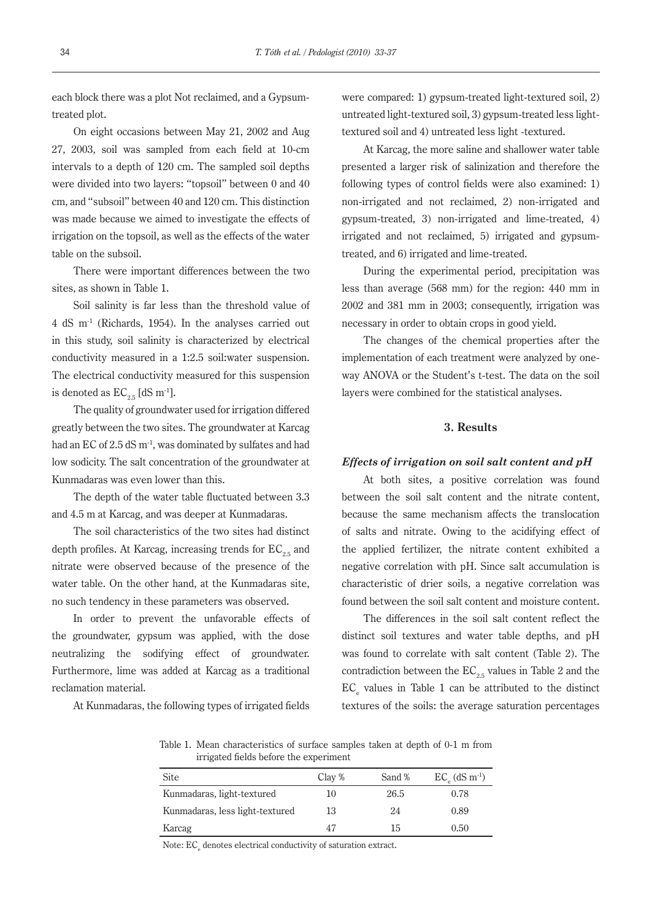each block there was a plot Not reclaimed, and a Gypsum-treated plot.

On eight occasions between May 21, 2002 and Aug 27, 2003, soil was sampled from each field at 10-cm intervals to a depth of 120 cm. The sampled soil depths were divided into two layers: "topsoil" between 0 and 40 cm, and "subsoil" between 40 and 120 cm. This distinction was made because we aimed to investigate the effects of irrigation on the topsoil, as well as the effects of the water table on the subsoil.

There were important differences between the two sites, as shown in Table 1.

Soil salinity is far less than the threshold value of 4 dS $m^{-1}$ (Richards, 1954). In the analyses carried out in this study, soil salinity is characterized by electrical conductivity measured in a 1:2.5 soil:water suspension. The electrical conductivity measured for this suspension is denoted as $EC_{2.5}$ [dS $m^{-1}$].

The quality of groundwater used for irrigation differed greatly between the two sites. The groundwater at Karcag had an EC of 2.5 dS $m^{-1}$, was dominated by sulfates and had low sodicity. The salt concentration of the groundwater at Kunmadaras was even lower than this.

The depth of the water table fluctuated between 3.3 and 4.5 m at Karcag, and was deeper at Kunmadaras.

The soil characteristics of the two sites had distinct depth profiles. At Karcag, increasing trends for $EC_{2.5}$ and nitrate were observed because of the presence of the water table. On the other hand, at the Kunmadaras site, no such tendency in these parameters was observed.

In order to prevent the unfavorable effects of the groundwater, gypsum was applied, with the dose neutralizing the sodifying effect of groundwater. Furthermore, lime was added at Karcag as a traditional reclamation material.

At Kunmadaras, the following types of irrigated fields were compared: 1) gypsum-treated light-textured soil, 2) untreated light-textured soil, 3) gypsum-treated less light-textured soil and 4) untreated less light -textured.

At Karcag, the more saline and shallower water table presented a larger risk of salinization and therefore the following types of control fields were also examined: 1) non-irrigated and not reclaimed, 2) non-irrigated and gypsum-treated, 3) non-irrigated and lime-treated, 4) irrigated and not reclaimed, 5) irrigated and gypsum-treated, and 6) irrigated and lime-treated.

During the experimental period, precipitation was less than average (568 mm) for the region: 440 mm in 2002 and 381 mm in 2003; consequently, irrigation was necessary in order to obtain crops in good yield.

The changes of the chemical properties after the implementation of each treatment were analyzed by one-way ANOVA or the Student's t-test. The data on the soil layers were combined for the statistical analyses.

## 3. Results

### *Effects of irrigation on soil salt content and pH*

At both sites, a positive correlation was found between the soil salt content and the nitrate content, because the same mechanism affects the translocation of salts and nitrate. Owing to the acidifying effect of the applied fertilizer, the nitrate content exhibited a negative correlation with pH. Since salt accumulation is characteristic of drier soils, a negative correlation was found between the soil salt content and moisture content.

The differences in the soil salt content reflect the distinct soil textures and water table depths, and pH was found to correlate with salt content (Table 2). The contradiction between the $EC_{2.5}$ values in Table 2 and the $EC_e$ values in Table 1 can be attributed to the distinct textures of the soils: the average saturation percentages

Table 1. Mean characteristics of surface samples taken at depth of 0-1 m from irrigated fields before the experiment

| Site | Clay % | Sand % | $EC_e$ (dS $m^{-1}$) |
|---|---|---|---|
| Kunmadaras, light-textured | 10 | 26.5 | 0.78 |
| Kunmadaras, less light-textured | 13 | 24 | 0.89 |
| Karcag | 47 | 15 | 0.50 |

Note: $EC_e$ denotes electrical conductivity of saturation extract.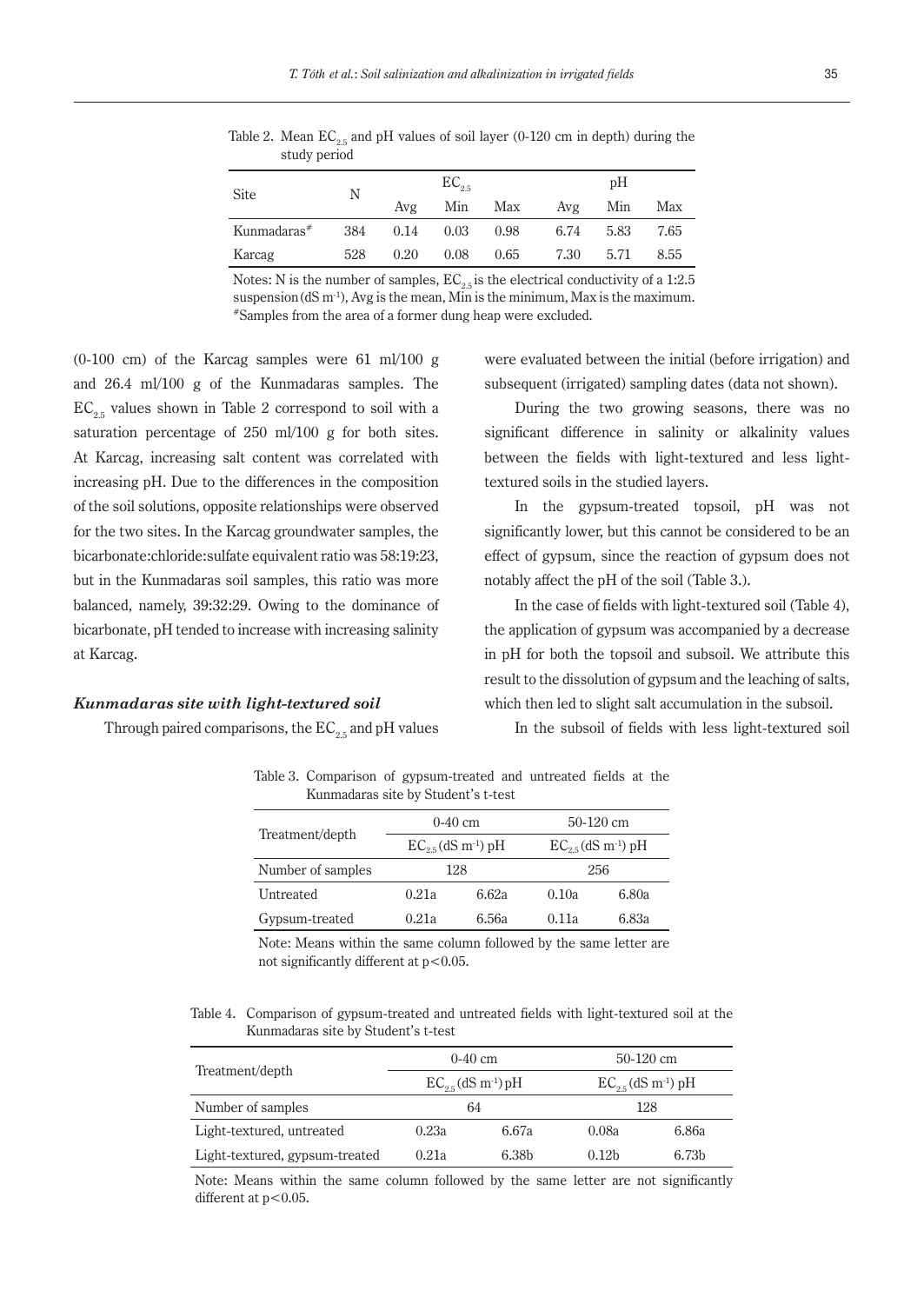Table 2. Mean $EC_{2.5}$ and pH values of soil layer (0-120 cm in depth) during the study period

| Site | N | $EC_{2.5}$ | | | pH | | |
|---|---|---|---|---|---|---|---|
| | | Avg | Min | Max | Avg | Min | Max |
| Kunmadaras[#] | 384 | 0.14 | 0.03 | 0.98 | 6.74 | 5.83 | 7.65 |
| Karcag | 528 | 0.20 | 0.08 | 0.65 | 7.30 | 5.71 | 8.55 |

Notes: N is the number of samples, $EC_{2.5}$ is the electrical conductivity of a 1:2.5 suspension (dS $m^{-1}$), Avg is the mean, Min is the minimum, Max is the maximum. [#]Samples from the area of a former dung heap were excluded.

(0-100 cm) of the Karcag samples were 61 ml/100 g and 26.4 ml/100 g of the Kunmadaras samples. The $EC_{2.5}$ values shown in Table 2 correspond to soil with a saturation percentage of 250 ml/100 g for both sites. At Karcag, increasing salt content was correlated with increasing pH. Due to the differences in the composition of the soil solutions, opposite relationships were observed for the two sites. In the Karcag groundwater samples, the bicarbonate:chloride:sulfate equivalent ratio was 58:19:23, but in the Kunmadaras soil samples, this ratio was more balanced, namely, 39:32:29. Owing to the dominance of bicarbonate, pH tended to increase with increasing salinity at Karcag.

### *Kunmadaras site with light-textured soil*

Through paired comparisons, the $EC_{2.5}$ and pH values were evaluated between the initial (before irrigation) and subsequent (irrigated) sampling dates (data not shown).

During the two growing seasons, there was no significant difference in salinity or alkalinity values between the fields with light-textured and less light-textured soils in the studied layers.

In the gypsum-treated topsoil, pH was not significantly lower, but this cannot be considered to be an effect of gypsum, since the reaction of gypsum does not notably affect the pH of the soil (Table 3.).

In the case of fields with light-textured soil (Table 4), the application of gypsum was accompanied by a decrease in pH for both the topsoil and subsoil. We attribute this result to the dissolution of gypsum and the leaching of salts, which then led to slight salt accumulation in the subsoil.

In the subsoil of fields with less light-textured soil

Table 3. Comparison of gypsum-treated and untreated fields at the Kunmadaras site by Student's t-test

| Treatment/depth | 0-40 cm | | 50-120 cm | |
|---|---|---|---|---|
| | $EC_{2.5}$ (dS $m^{-1}$) | pH | $EC_{2.5}$ (dS $m^{-1}$) | pH |
| Number of samples | 128 | | 256 | |
| Untreated | 0.21a | 6.62a | 0.10a | 6.80a |
| Gypsum-treated | 0.21a | 6.56a | 0.11a | 6.83a |

Note: Means within the same column followed by the same letter are not significantly different at $p < 0.05$.

Table 4. Comparison of gypsum-treated and untreated fields with light-textured soil at the Kunmadaras site by Student's t-test

| Treatment/depth | 0-40 cm | | 50-120 cm | |
|---|---|---|---|---|
| | $EC_{2.5}$ (dS $m^{-1}$) | pH | $EC_{2.5}$ (dS $m^{-1}$) | pH |
| Number of samples | 64 | | 128 | |
| Light-textured, untreated | 0.23a | 6.67a | 0.08a | 6.86a |
| Light-textured, gypsum-treated | 0.21a | 6.38b | 0.12b | 6.73b |

Note: Means within the same column followed by the same letter are not significantly different at $p < 0.05$.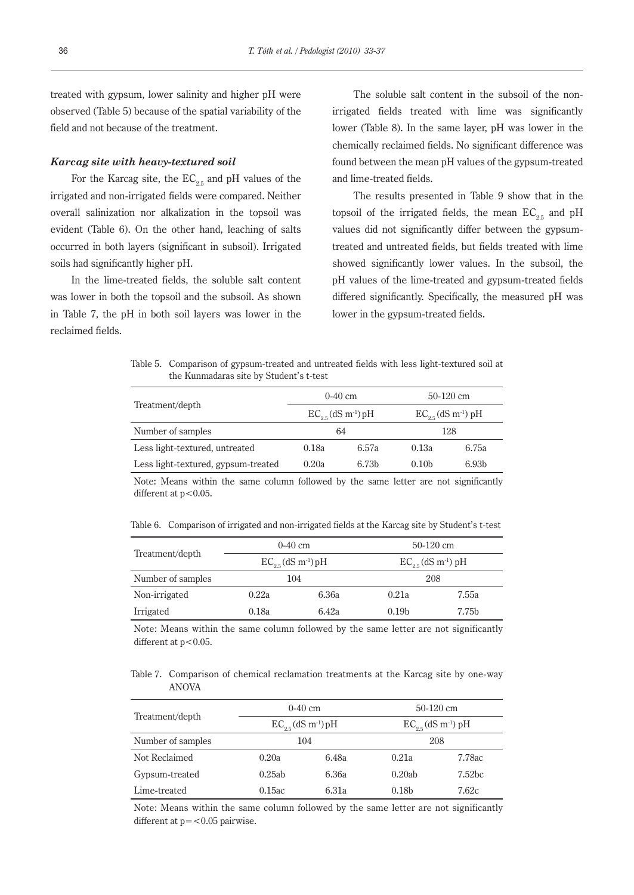treated with gypsum, lower salinity and higher pH were observed (Table 5) because of the spatial variability of the field and not because of the treatment.

### *Karcag site with heavy-textured soil*

For the Karcag site, the $EC_{2.5}$ and pH values of the irrigated and non-irrigated fields were compared. Neither overall salinization nor alkalization in the topsoil was evident (Table 6). On the other hand, leaching of salts occurred in both layers (significant in subsoil). Irrigated soils had significantly higher pH.

In the lime-treated fields, the soluble salt content was lower in both the topsoil and the subsoil. As shown in Table 7, the pH in both soil layers was lower in the reclaimed fields.

The soluble salt content in the subsoil of the non-irrigated fields treated with lime was significantly lower (Table 8). In the same layer, pH was lower in the chemically reclaimed fields. No significant difference was found between the mean pH values of the gypsum-treated and lime-treated fields.

The results presented in Table 9 show that in the topsoil of the irrigated fields, the mean $EC_{2.5}$ and pH values did not significantly differ between the gypsum-treated and untreated fields, but fields treated with lime showed significantly lower values. In the subsoil, the pH values of the lime-treated and gypsum-treated fields differed significantly. Specifically, the measured pH was lower in the gypsum-treated fields.

Table 5. Comparison of gypsum-treated and untreated fields with less light-textured soil at the Kunmadaras site by Student's t-test

| Treatment/depth | 0-40 cm | | 50-120 cm | |
|---|---|---|---|---|
| | $EC_{2.5}$ (dS $m^{-1}$) | pH | $EC_{2.5}$ (dS $m^{-1}$) | pH |
| Number of samples | 64 | | 128 | |
| Less light-textured, untreated | 0.18a | 6.57a | 0.13a | 6.75a |
| Less light-textured, gypsum-treated | 0.20a | 6.73b | 0.10b | 6.93b |

Note: Means within the same column followed by the same letter are not significantly different at $p<0.05$.

Table 6. Comparison of irrigated and non-irrigated fields at the Karcag site by Student's t-test

| Treatment/depth | 0-40 cm | | 50-120 cm | |
|---|---|---|---|---|
| | $EC_{2.5}$ (dS $m^{-1}$) | pH | $EC_{2.5}$ (dS $m^{-1}$) | pH |
| Number of samples | 104 | | 208 | |
| Non-irrigated | 0.22a | 6.36a | 0.21a | 7.55a |
| Irrigated | 0.18a | 6.42a | 0.19b | 7.75b |

Note: Means within the same column followed by the same letter are not significantly different at $p<0.05$.

Table 7. Comparison of chemical reclamation treatments at the Karcag site by one-way ANOVA

| Treatment/depth | 0-40 cm | | 50-120 cm | |
|---|---|---|---|---|
| | $EC_{2.5}$ (dS $m^{-1}$) | pH | $EC_{2.5}$ (dS $m^{-1}$) | pH |
| Number of samples | 104 | | 208 | |
| Not Reclaimed | 0.20a | 6.48a | 0.21a | 7.78ac |
| Gypsum-treated | 0.25ab | 6.36a | 0.20ab | 7.52bc |
| Lime-treated | 0.15ac | 6.31a | 0.18b | 7.62c |

Note: Means within the same column followed by the same letter are not significantly different at $p=<0.05$ pairwise.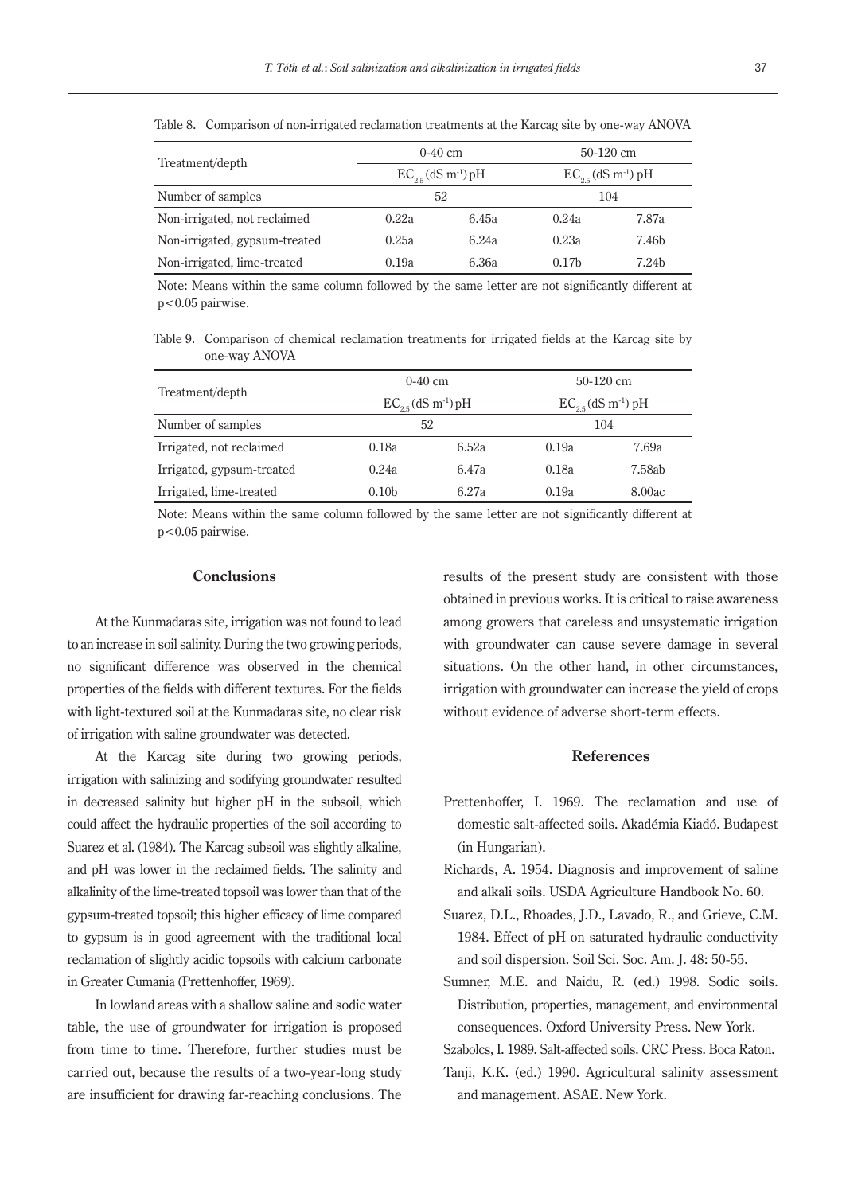Table 8. Comparison of non-irrigated reclamation treatments at the Karcag site by one-way ANOVA

| Treatment/depth | 0-40 cm | | 50-120 cm | |
|---|---|---|---|---|
| | $EC_{2.5}$ (dS $m^{-1}$) | pH | $EC_{2.5}$ (dS $m^{-1}$) | pH |
| Number of samples | 52 | | 104 | |
| Non-irrigated, not reclaimed | 0.22a | 6.45a | 0.24a | 7.87a |
| Non-irrigated, gypsum-treated | 0.25a | 6.24a | 0.23a | 7.46b |
| Non-irrigated, lime-treated | 0.19a | 6.36a | 0.17b | 7.24b |

Note: Means within the same column followed by the same letter are not significantly different at $p < 0.05$ pairwise.

Table 9. Comparison of chemical reclamation treatments for irrigated fields at the Karcag site by one-way ANOVA

| Treatment/depth | 0-40 cm | | 50-120 cm | |
|---|---|---|---|---|
| | $EC_{2.5}$ (dS $m^{-1}$) | pH | $EC_{2.5}$ (dS $m^{-1}$) | pH |
| Number of samples | 52 | | 104 | |
| Irrigated, not reclaimed | 0.18a | 6.52a | 0.19a | 7.69a |
| Irrigated, gypsum-treated | 0.24a | 6.47a | 0.18a | 7.58ab |
| Irrigated, lime-treated | 0.10b | 6.27a | 0.19a | 8.00ac |

Note: Means within the same column followed by the same letter are not significantly different at $p < 0.05$ pairwise.

## Conclusions

At the Kunmadaras site, irrigation was not found to lead to an increase in soil salinity. During the two growing periods, no significant difference was observed in the chemical properties of the fields with different textures. For the fields with light-textured soil at the Kunmadaras site, no clear risk of irrigation with saline groundwater was detected.

At the Karcag site during two growing periods, irrigation with salinizing and sodifying groundwater resulted in decreased salinity but higher pH in the subsoil, which could affect the hydraulic properties of the soil according to Suarez et al. (1984). The Karcag subsoil was slightly alkaline, and pH was lower in the reclaimed fields. The salinity and alkalinity of the lime-treated topsoil was lower than that of the gypsum-treated topsoil; this higher efficacy of lime compared to gypsum is in good agreement with the traditional local reclamation of slightly acidic topsoils with calcium carbonate in Greater Cumania (Prettenhoffer, 1969).

In lowland areas with a shallow saline and sodic water table, the use of groundwater for irrigation is proposed from time to time. Therefore, further studies must be carried out, because the results of a two-year-long study are insufficient for drawing far-reaching conclusions. The results of the present study are consistent with those obtained in previous works. It is critical to raise awareness among growers that careless and unsystematic irrigation with groundwater can cause severe damage in several situations. On the other hand, in other circumstances, irrigation with groundwater can increase the yield of crops without evidence of adverse short-term effects.

## References

Prettenhoffer, I. 1969. The reclamation and use of domestic salt-affected soils. Akadémia Kiadó. Budapest (in Hungarian).

Richards, A. 1954. Diagnosis and improvement of saline and alkali soils. USDA Agriculture Handbook No. 60.

Suarez, D.L., Rhoades, J.D., Lavado, R., and Grieve, C.M. 1984. Effect of pH on saturated hydraulic conductivity and soil dispersion. Soil Sci. Soc. Am. J. 48: 50-55.

Sumner, M.E. and Naidu, R. (ed.) 1998. Sodic soils. Distribution, properties, management, and environmental consequences. Oxford University Press. New York.

Szabolcs, I. 1989. Salt-affected soils. CRC Press. Boca Raton.

Tanji, K.K. (ed.) 1990. Agricultural salinity assessment and management. ASAE. New York.